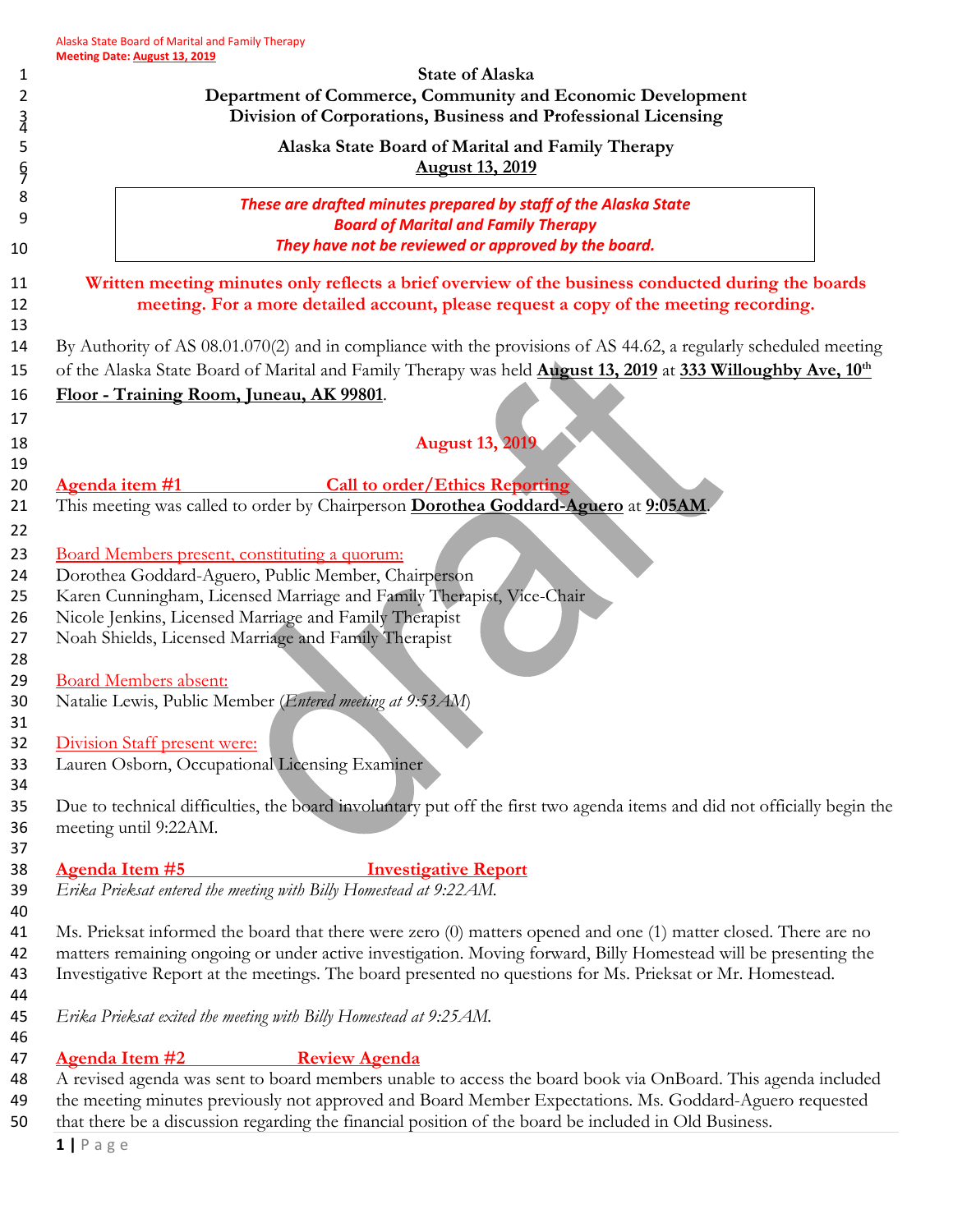State of Alaska
Department of Commerce, Community and Economic Development
Division of Corporations, Business and Professional Licensing

Alaska State Board of Marital and Family Therapy
**August 13, 2019**

*These are drafted minutes prepared by staff of the Alaska State Board of Marital and Family Therapy*
*They have not be reviewed or approved by the board.*

**Written meeting minutes only reflects a brief overview of the business conducted during the boards meeting. For a more detailed account, please request a copy of the meeting recording.**

By Authority of AS 08.01.070(2) and in compliance with the provisions of AS 44.62, a regularly scheduled meeting of the Alaska State Board of Marital and Family Therapy was held **August 13, 2019** at **333 Willoughby Ave, 10th Floor - Training Room, Juneau, AK 99801**.

## August 13, 2019

### Agenda item #1 Call to order/Ethics Reporting

This meeting was called to order by Chairperson **Dorothea Goddard-Aguero** at **9:05AM**.

Board Members present, constituting a quorum:
Dorothea Goddard-Aguero, Public Member, Chairperson
Karen Cunningham, Licensed Marriage and Family Therapist, Vice-Chair
Nicole Jenkins, Licensed Marriage and Family Therapist
Noah Shields, Licensed Marriage and Family Therapist

Board Members absent:
Natalie Lewis, Public Member (*Entered meeting at 9:53AM*)

Division Staff present were:
Lauren Osborn, Occupational Licensing Examiner

Due to technical difficulties, the board involuntary put off the first two agenda items and did not officially begin the meeting until 9:22AM.

### Agenda Item #5 Investigative Report

*Erika Prieksat entered the meeting with Billy Homestead at 9:22AM.*

Ms. Prieksat informed the board that there were zero (0) matters opened and one (1) matter closed. There are no matters remaining ongoing or under active investigation. Moving forward, Billy Homestead will be presenting the Investigative Report at the meetings. The board presented no questions for Ms. Prieksat or Mr. Homestead.

*Erika Prieksat exited the meeting with Billy Homestead at 9:25AM.*

### Agenda Item #2 Review Agenda

A revised agenda was sent to board members unable to access the board book via OnBoard. This agenda included the meeting minutes previously not approved and Board Member Expectations. Ms. Goddard-Aguero requested that there be a discussion regarding the financial position of the board be included in Old Business.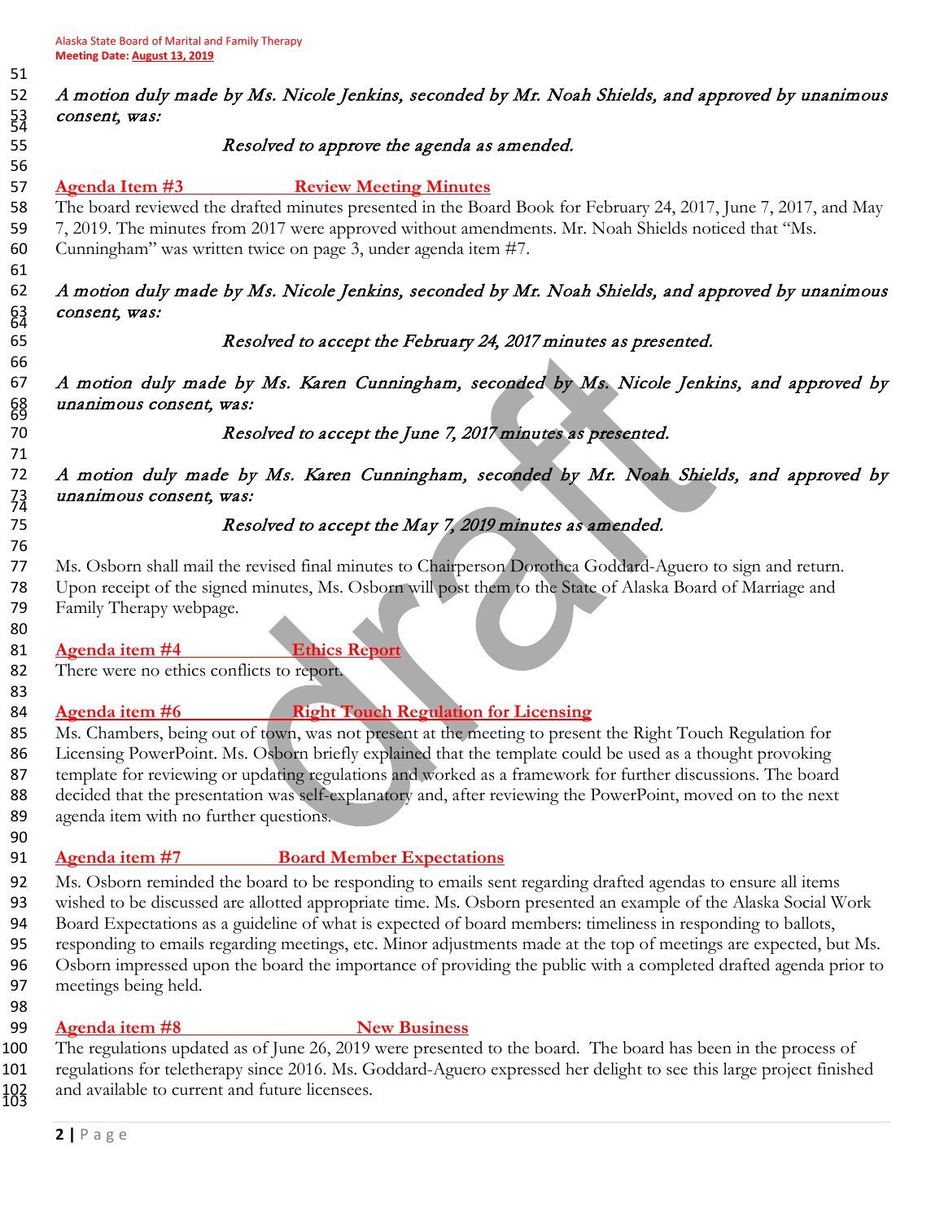*A motion duly made by Ms. Nicole Jenkins, seconded by Mr. Noah Shields, and approved by unanimous consent, was:*

*Resolved to approve the agenda as amended.*

**Agenda Item #3 Review Meeting Minutes**

The board reviewed the drafted minutes presented in the Board Book for February 24, 2017, June 7, 2017, and May 7, 2019. The minutes from 2017 were approved without amendments. Mr. Noah Shields noticed that "Ms. Cunningham" was written twice on page 3, under agenda item #7.

*A motion duly made by Ms. Nicole Jenkins, seconded by Mr. Noah Shields, and approved by unanimous consent, was:*

*Resolved to accept the February 24, 2017 minutes as presented.*

*A motion duly made by Ms. Karen Cunningham, seconded by Ms. Nicole Jenkins, and approved by unanimous consent, was:*

*Resolved to accept the June 7, 2017 minutes as presented.*

*A motion duly made by Ms. Karen Cunningham, seconded by Mr. Noah Shields, and approved by unanimous consent, was:*

*Resolved to accept the May 7, 2019 minutes as amended.*

Ms. Osborn shall mail the revised final minutes to Chairperson Dorothea Goddard-Aguero to sign and return. Upon receipt of the signed minutes, Ms. Osborn will post them to the State of Alaska Board of Marriage and Family Therapy webpage.

**Agenda item #4 Ethics Report**

There were no ethics conflicts to report.

**Agenda item #6 Right Touch Regulation for Licensing**

Ms. Chambers, being out of town, was not present at the meeting to present the Right Touch Regulation for Licensing PowerPoint. Ms. Osborn briefly explained that the template could be used as a thought provoking template for reviewing or updating regulations and worked as a framework for further discussions. The board decided that the presentation was self-explanatory and, after reviewing the PowerPoint, moved on to the next agenda item with no further questions.

**Agenda item #7 Board Member Expectations**

Ms. Osborn reminded the board to be responding to emails sent regarding drafted agendas to ensure all items wished to be discussed are allotted appropriate time. Ms. Osborn presented an example of the Alaska Social Work Board Expectations as a guideline of what is expected of board members: timeliness in responding to ballots, responding to emails regarding meetings, etc. Minor adjustments made at the top of meetings are expected, but Ms. Osborn impressed upon the board the importance of providing the public with a completed drafted agenda prior to meetings being held.

**Agenda item #8 New Business**

The regulations updated as of June 26, 2019 were presented to the board. The board has been in the process of regulations for teletherapy since 2016. Ms. Goddard-Aguero expressed her delight to see this large project finished and available to current and future licensees.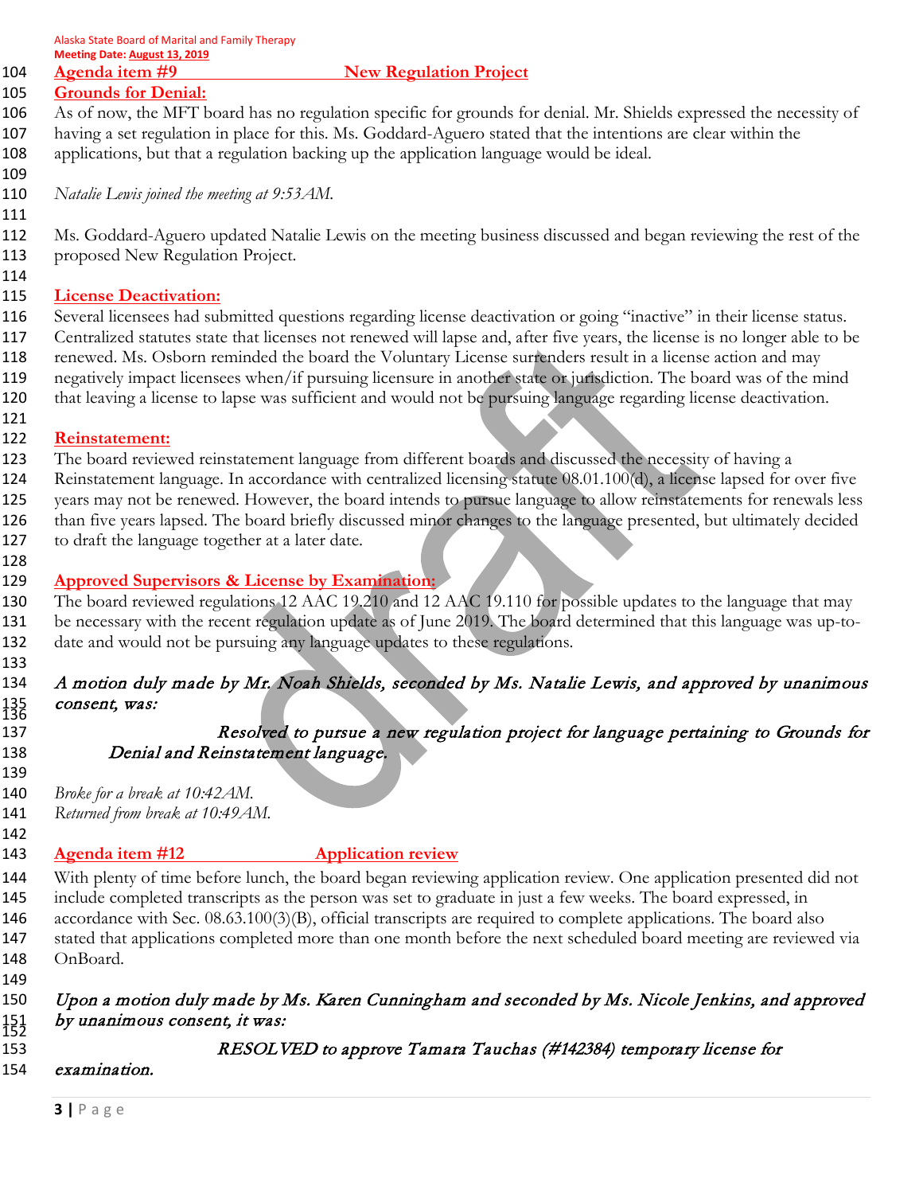## Agenda item #9 New Regulation Project

### Grounds for Denial:

As of now, the MFT board has no regulation specific for grounds for denial. Mr. Shields expressed the necessity of having a set regulation in place for this. Ms. Goddard-Aguero stated that the intentions are clear within the applications, but that a regulation backing up the application language would be ideal.

*Natalie Lewis joined the meeting at 9:53AM.*

Ms. Goddard-Aguero updated Natalie Lewis on the meeting business discussed and began reviewing the rest of the proposed New Regulation Project.

### License Deactivation:

Several licensees had submitted questions regarding license deactivation or going "inactive" in their license status. Centralized statutes state that licenses not renewed will lapse and, after five years, the license is no longer able to be renewed. Ms. Osborn reminded the board the Voluntary License surrenders result in a license action and may negatively impact licensees when/if pursuing licensure in another state or jurisdiction. The board was of the mind that leaving a license to lapse was sufficient and would not be pursuing language regarding license deactivation.

### Reinstatement:

The board reviewed reinstatement language from different boards and discussed the necessity of having a Reinstatement language. In accordance with centralized licensing statute 08.01.100(d), a license lapsed for over five years may not be renewed. However, the board intends to pursue language to allow reinstatements for renewals less than five years lapsed. The board briefly discussed minor changes to the language presented, but ultimately decided to draft the language together at a later date.

### Approved Supervisors & License by Examination:

The board reviewed regulations 12 AAC 19.210 and 12 AAC 19.110 for possible updates to the language that may be necessary with the recent regulation update as of June 2019. The board determined that this language was up-to-date and would not be pursuing any language updates to these regulations.

*A motion duly made by Mr. Noah Shields, seconded by Ms. Natalie Lewis, and approved by unanimous consent, was:*

*Resolved to pursue a new regulation project for language pertaining to Grounds for Denial and Reinstatement language.*

*Broke for a break at 10:42AM.*
*Returned from break at 10:49AM.*

## Agenda item #12 Application review

With plenty of time before lunch, the board began reviewing application review. One application presented did not include completed transcripts as the person was set to graduate in just a few weeks. The board expressed, in accordance with Sec. 08.63.100(3)(B), official transcripts are required to complete applications. The board also stated that applications completed more than one month before the next scheduled board meeting are reviewed via OnBoard.

*Upon a motion duly made by Ms. Karen Cunningham and seconded by Ms. Nicole Jenkins, and approved by unanimous consent, it was:*

*RESOLVED to approve Tamara Tauchas (#142384) temporary license for examination.*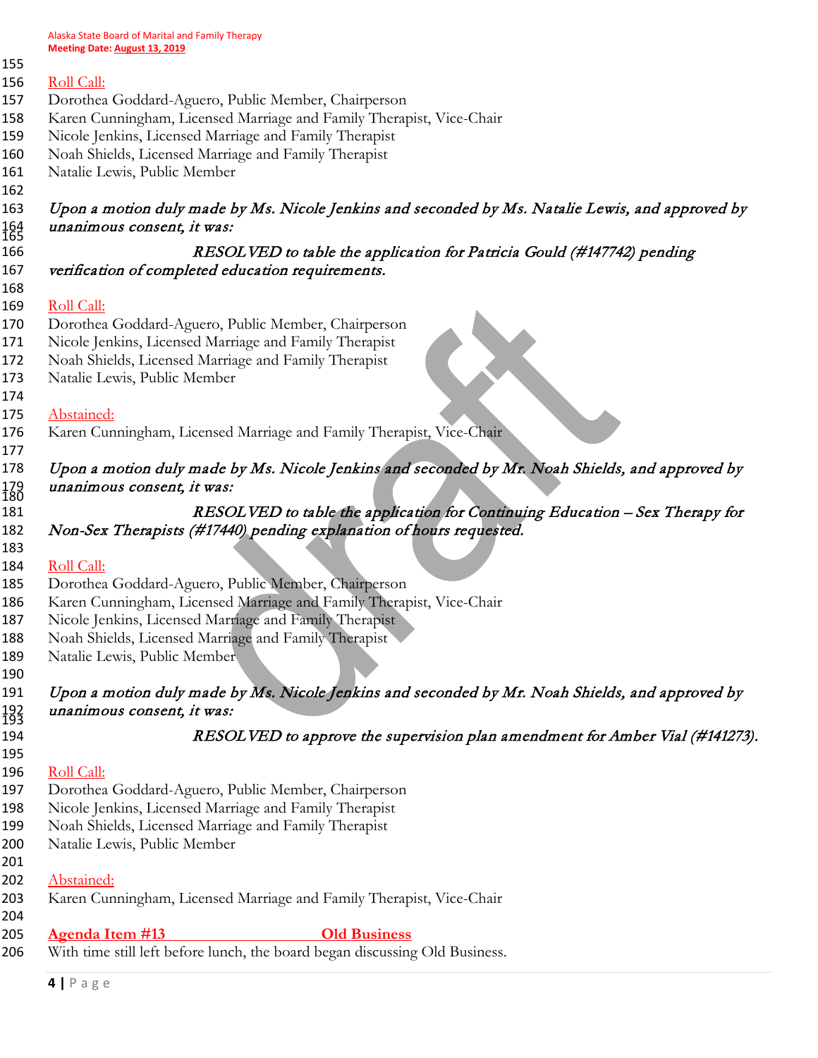Roll Call:
Dorothea Goddard-Aguero, Public Member, Chairperson
Karen Cunningham, Licensed Marriage and Family Therapist, Vice-Chair
Nicole Jenkins, Licensed Marriage and Family Therapist
Noah Shields, Licensed Marriage and Family Therapist
Natalie Lewis, Public Member

*Upon a motion duly made by Ms. Nicole Jenkins and seconded by Ms. Natalie Lewis, and approved by unanimous consent, it was:*

*RESOLVED to table the application for Patricia Gould (#147742) pending verification of completed education requirements.*

Roll Call:
Dorothea Goddard-Aguero, Public Member, Chairperson
Nicole Jenkins, Licensed Marriage and Family Therapist
Noah Shields, Licensed Marriage and Family Therapist
Natalie Lewis, Public Member

Abstained:
Karen Cunningham, Licensed Marriage and Family Therapist, Vice-Chair

*Upon a motion duly made by Ms. Nicole Jenkins and seconded by Mr. Noah Shields, and approved by unanimous consent, it was:*

*RESOLVED to table the application for Continuing Education – Sex Therapy for Non-Sex Therapists (#17440) pending explanation of hours requested.*

Roll Call:
Dorothea Goddard-Aguero, Public Member, Chairperson
Karen Cunningham, Licensed Marriage and Family Therapist, Vice-Chair
Nicole Jenkins, Licensed Marriage and Family Therapist
Noah Shields, Licensed Marriage and Family Therapist
Natalie Lewis, Public Member

*Upon a motion duly made by Ms. Nicole Jenkins and seconded by Mr. Noah Shields, and approved by unanimous consent, it was:*

*RESOLVED to approve the supervision plan amendment for Amber Vial (#141273).*

Roll Call:
Dorothea Goddard-Aguero, Public Member, Chairperson
Nicole Jenkins, Licensed Marriage and Family Therapist
Noah Shields, Licensed Marriage and Family Therapist
Natalie Lewis, Public Member

Abstained:
Karen Cunningham, Licensed Marriage and Family Therapist, Vice-Chair

## Agenda Item #13 Old Business

With time still left before lunch, the board began discussing Old Business.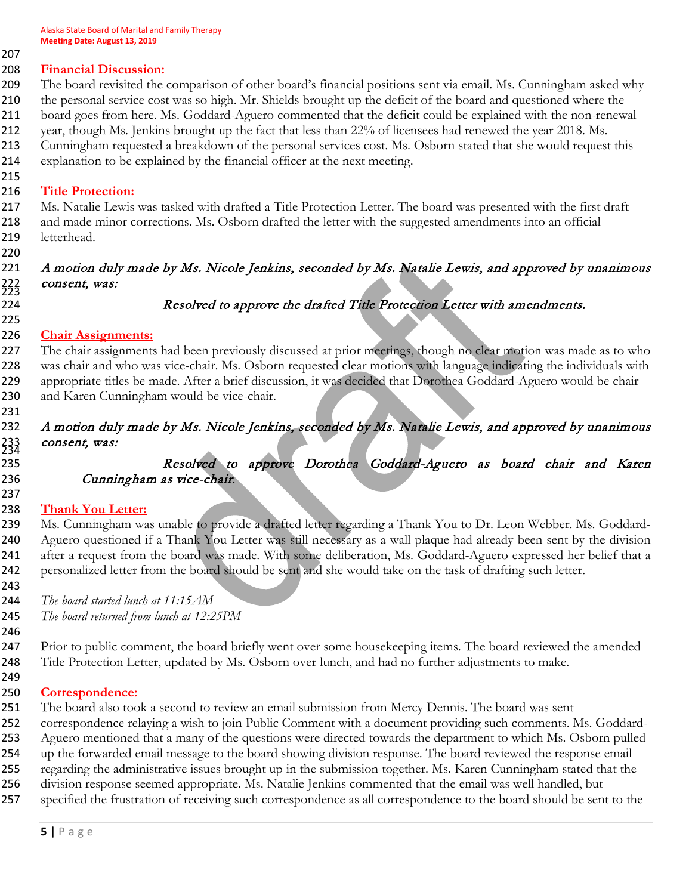## Financial Discussion:

The board revisited the comparison of other board's financial positions sent via email. Ms. Cunningham asked why the personal service cost was so high. Mr. Shields brought up the deficit of the board and questioned where the board goes from here. Ms. Goddard-Aguero commented that the deficit could be explained with the non-renewal year, though Ms. Jenkins brought up the fact that less than 22% of licensees had renewed the year 2018. Ms. Cunningham requested a breakdown of the personal services cost. Ms. Osborn stated that she would request this explanation to be explained by the financial officer at the next meeting.

## Title Protection:

Ms. Natalie Lewis was tasked with drafted a Title Protection Letter. The board was presented with the first draft and made minor corrections. Ms. Osborn drafted the letter with the suggested amendments into an official letterhead.

*A motion duly made by Ms. Nicole Jenkins, seconded by Ms. Natalie Lewis, and approved by unanimous consent, was:*

*Resolved to approve the drafted Title Protection Letter with amendments.*

## Chair Assignments:

The chair assignments had been previously discussed at prior meetings, though no clear motion was made as to who was chair and who was vice-chair. Ms. Osborn requested clear motions with language indicating the individuals with appropriate titles be made. After a brief discussion, it was decided that Dorothea Goddard-Aguero would be chair and Karen Cunningham would be vice-chair.

*A motion duly made by Ms. Nicole Jenkins, seconded by Ms. Natalie Lewis, and approved by unanimous consent, was:*

*Resolved to approve Dorothea Goddard-Aguero as board chair and Karen Cunningham as vice-chair.*

## Thank You Letter:

Ms. Cunningham was unable to provide a drafted letter regarding a Thank You to Dr. Leon Webber. Ms. Goddard-Aguero questioned if a Thank You Letter was still necessary as a wall plaque had already been sent by the division after a request from the board was made. With some deliberation, Ms. Goddard-Aguero expressed her belief that a personalized letter from the board should be sent and she would take on the task of drafting such letter.

*The board started lunch at 11:15AM*

*The board returned from lunch at 12:25PM*

Prior to public comment, the board briefly went over some housekeeping items. The board reviewed the amended Title Protection Letter, updated by Ms. Osborn over lunch, and had no further adjustments to make.

## Correspondence:

The board also took a second to review an email submission from Mercy Dennis. The board was sent correspondence relaying a wish to join Public Comment with a document providing such comments. Ms. Goddard-Aguero mentioned that a many of the questions were directed towards the department to which Ms. Osborn pulled up the forwarded email message to the board showing division response. The board reviewed the response email regarding the administrative issues brought up in the submission together. Ms. Karen Cunningham stated that the division response seemed appropriate. Ms. Natalie Jenkins commented that the email was well handled, but specified the frustration of receiving such correspondence as all correspondence to the board should be sent to the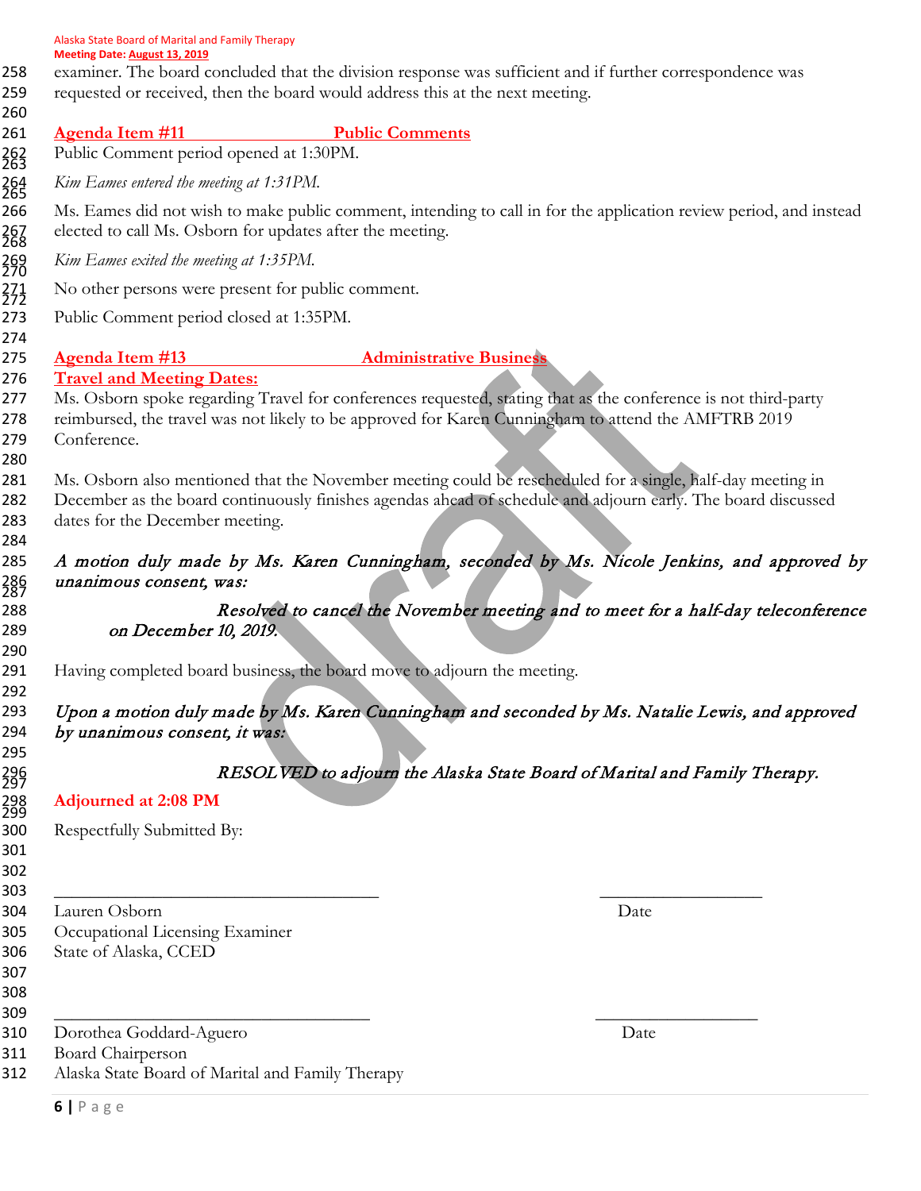examiner. The board concluded that the division response was sufficient and if further correspondence was requested or received, then the board would address this at the next meeting.

## Agenda Item #11 Public Comments

Public Comment period opened at 1:30PM.

*Kim Eames entered the meeting at 1:31PM.*

Ms. Eames did not wish to make public comment, intending to call in for the application review period, and instead elected to call Ms. Osborn for updates after the meeting.

*Kim Eames exited the meeting at 1:35PM.*

No other persons were present for public comment.

Public Comment period closed at 1:35PM.

## Agenda Item #13 Administrative Business

### Travel and Meeting Dates:

Ms. Osborn spoke regarding Travel for conferences requested, stating that as the conference is not third-party reimbursed, the travel was not likely to be approved for Karen Cunningham to attend the AMFTRB 2019 Conference.

Ms. Osborn also mentioned that the November meeting could be rescheduled for a single, half-day meeting in December as the board continuously finishes agendas ahead of schedule and adjourn early. The board discussed dates for the December meeting.

***A motion duly made by Ms. Karen Cunningham, seconded by Ms. Nicole Jenkins, and approved by unanimous consent, was:***

> ***Resolved to cancel the November meeting and to meet for a half-day teleconference on December 10, 2019.***

Having completed board business, the board move to adjourn the meeting.

***Upon a motion duly made by Ms. Karen Cunningham and seconded by Ms. Natalie Lewis, and approved by unanimous consent, it was:***

> ***RESOLVED to adjourn the Alaska State Board of Marital and Family Therapy.***

**Adjourned at 2:08 PM**

Respectfully Submitted By:

\_\_\_\_\_\_\_\_\_\_\_\_\_\_\_\_\_\_\_\_\_\_\_\_\_\_\_\_\_\_\_\_\_\_\_ \_\_\_\_\_\_\_\_\_\_\_\_\_\_\_\_\_\_

Lauren Osborn Date
Occupational Licensing Examiner
State of Alaska, CCED

\_\_\_\_\_\_\_\_\_\_\_\_\_\_\_\_\_\_\_\_\_\_\_\_\_\_\_\_\_\_\_\_\_\_\_ \_\_\_\_\_\_\_\_\_\_\_\_\_\_\_\_\_\_

Dorothea Goddard-Aguero Date
Board Chairperson
Alaska State Board of Marital and Family Therapy